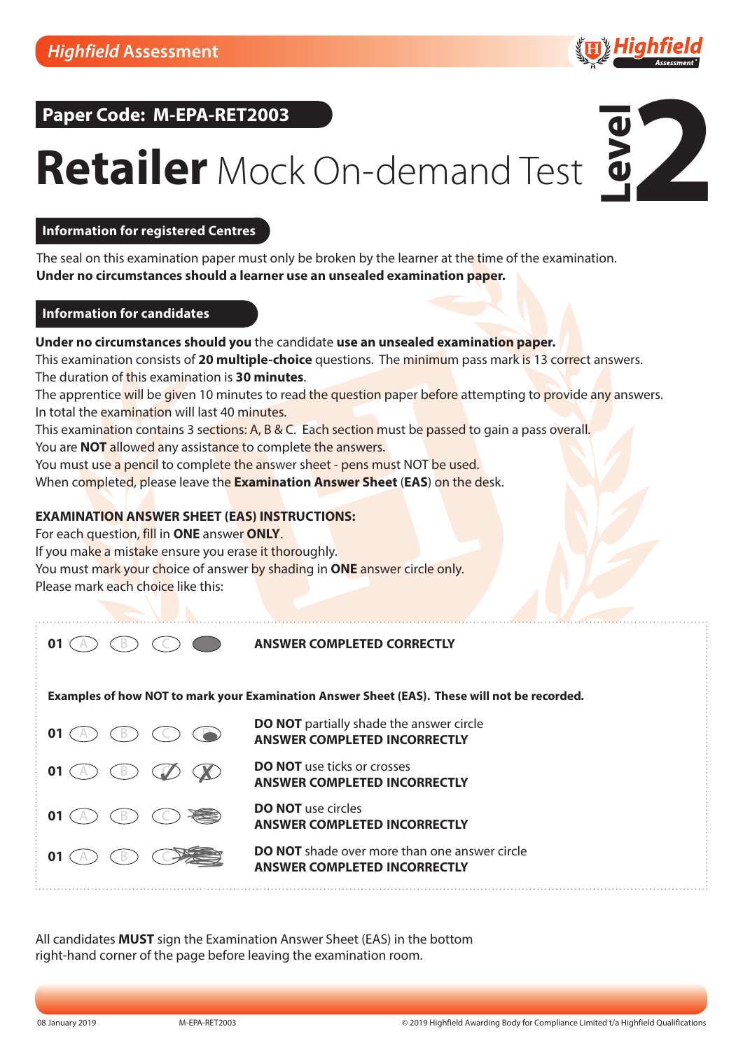Highfield Assessment

**Paper Code: M-EPA-RET2003**

# **Retailer** Mock On-demand Test

**Level 2**

## Information for registered Centres

The seal on this examination paper must only be broken by the learner at the time of the examination.
**Under no circumstances should a learner use an unsealed examination paper.**

## Information for candidates

**Under no circumstances should you** the candidate **use an unsealed examination paper.**
This examination consists of **20 multiple-choice** questions. The minimum pass mark is 13 correct answers.
The duration of this examination is **30 minutes**.
The apprentice will be given 10 minutes to read the question paper before attempting to provide any answers.
In total the examination will last 40 minutes.
This examination contains 3 sections: A, B & C. Each section must be passed to gain a pass overall.
You are **NOT** allowed any assistance to complete the answers.
You must use a pencil to complete the answer sheet - pens must NOT be used.
When completed, please leave the **Examination Answer Sheet** (**EAS**) on the desk.

**EXAMINATION ANSWER SHEET (EAS) INSTRUCTIONS:**
For each question, fill in **ONE** answer **ONLY**.
If you make a mistake ensure you erase it thoroughly.
You must mark your choice of answer by shading in **ONE** answer circle only.
Please mark each choice like this:

01 (A) (B) (C) (●) **ANSWER COMPLETED CORRECTLY**

**Examples of how NOT to mark your Examination Answer Sheet (EAS). These will not be recorded.**

01 (A) (B) (C) (D) **DO NOT** partially shade the answer circle
**ANSWER COMPLETED INCORRECTLY**

01 (A) (B) (C) (D) **DO NOT** use ticks or crosses
**ANSWER COMPLETED INCORRECTLY**

01 (A) (B) (C) (D) **DO NOT** use circles
**ANSWER COMPLETED INCORRECTLY**

01 (A) (B) (C) (D) **DO NOT** shade over more than one answer circle
**ANSWER COMPLETED INCORRECTLY**

All candidates **MUST** sign the Examination Answer Sheet (EAS) in the bottom right-hand corner of the page before leaving the examination room.

08 January 2019 M-EPA-RET2003 © 2019 Highfield Awarding Body for Compliance Limited t/a Highfield Qualifications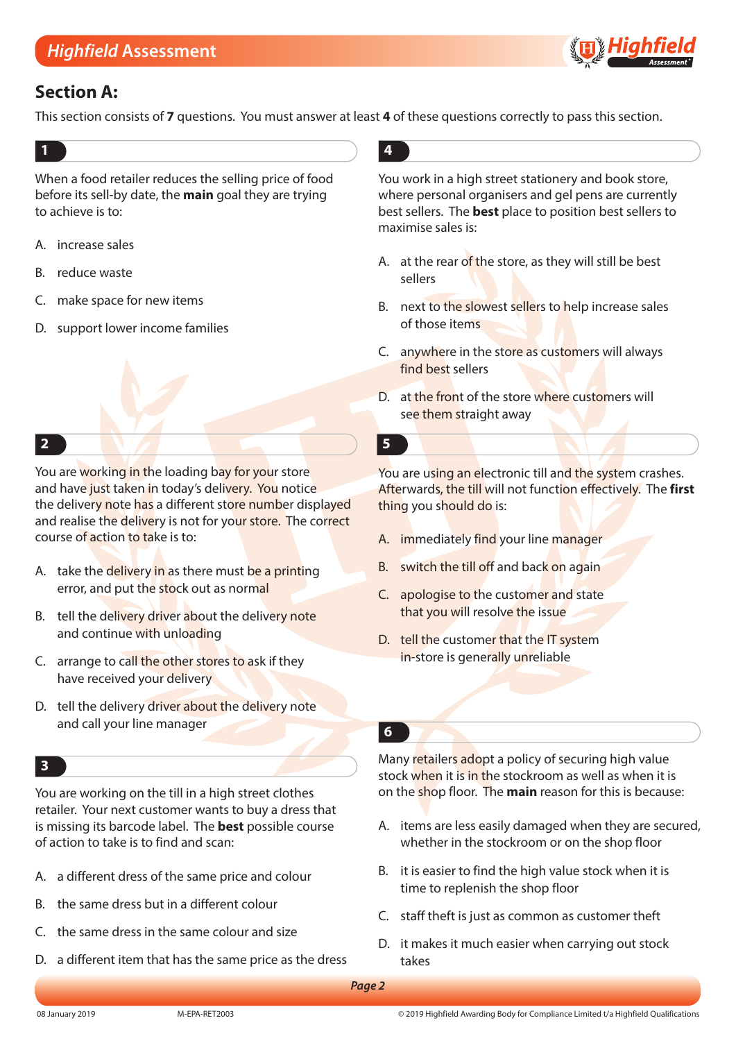## Section A:

This section consists of **7** questions. You must answer at least **4** of these questions correctly to pass this section.

**1**

When a food retailer reduces the selling price of food before its sell-by date, the **main** goal they are trying to achieve is to:

A. increase sales

B. reduce waste

C. make space for new items

D. support lower income families

**2**

You are working in the loading bay for your store and have just taken in today's delivery. You notice the delivery note has a different store number displayed and realise the delivery is not for your store. The correct course of action to take is to:

A. take the delivery in as there must be a printing error, and put the stock out as normal

B. tell the delivery driver about the delivery note and continue with unloading

C. arrange to call the other stores to ask if they have received your delivery

D. tell the delivery driver about the delivery note and call your line manager

**3**

You are working on the till in a high street clothes retailer. Your next customer wants to buy a dress that is missing its barcode label. The **best** possible course of action to take is to find and scan:

A. a different dress of the same price and colour

B. the same dress but in a different colour

C. the same dress in the same colour and size

D. a different item that has the same price as the dress

**4**

You work in a high street stationery and book store, where personal organisers and gel pens are currently best sellers. The **best** place to position best sellers to maximise sales is:

A. at the rear of the store, as they will still be best sellers

B. next to the slowest sellers to help increase sales of those items

C. anywhere in the store as customers will always find best sellers

D. at the front of the store where customers will see them straight away

**5**

You are using an electronic till and the system crashes. Afterwards, the till will not function effectively. The **first** thing you should do is:

A. immediately find your line manager

B. switch the till off and back on again

C. apologise to the customer and state that you will resolve the issue

D. tell the customer that the IT system in-store is generally unreliable

**6**

Many retailers adopt a policy of securing high value stock when it is in the stockroom as well as when it is on the shop floor. The **main** reason for this is because:

A. items are less easily damaged when they are secured, whether in the stockroom or on the shop floor

B. it is easier to find the high value stock when it is time to replenish the shop floor

C. staff theft is just as common as customer theft

D. it makes it much easier when carrying out stock takes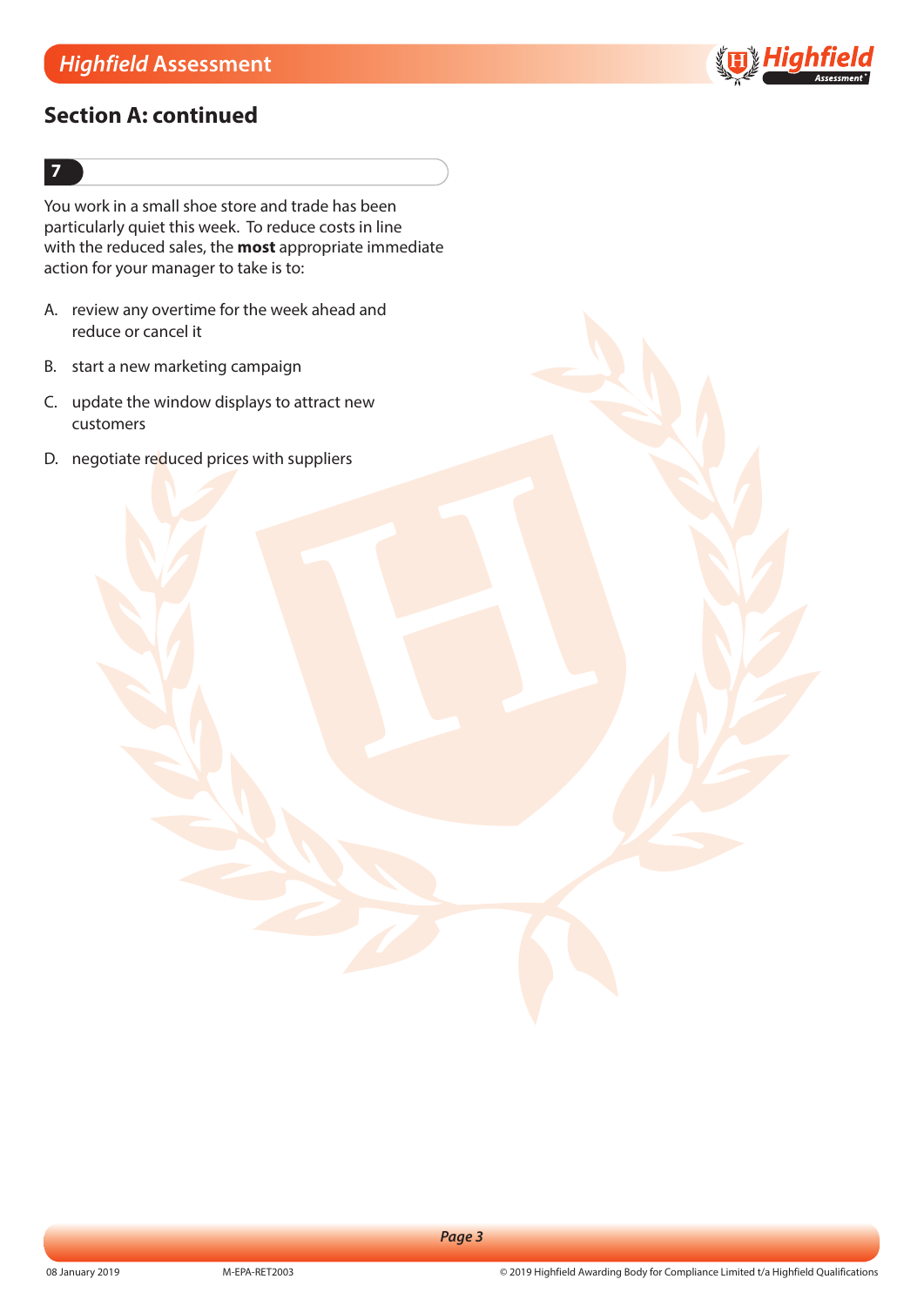## Section A: continued

**7**

You work in a small shoe store and trade has been particularly quiet this week. To reduce costs in line with the reduced sales, the **most** appropriate immediate action for your manager to take is to:

A. review any overtime for the week ahead and reduce or cancel it

B. start a new marketing campaign

C. update the window displays to attract new customers

D. negotiate reduced prices with suppliers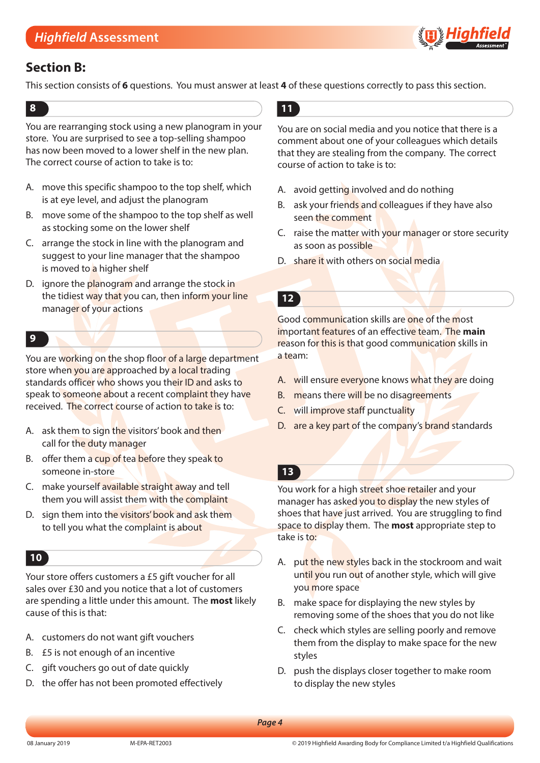## Section B:

This section consists of **6** questions. You must answer at least **4** of these questions correctly to pass this section.

**8**

You are rearranging stock using a new planogram in your store. You are surprised to see a top-selling shampoo has now been moved to a lower shelf in the new plan. The correct course of action to take is to:

A. move this specific shampoo to the top shelf, which is at eye level, and adjust the planogram
B. move some of the shampoo to the top shelf as well as stocking some on the lower shelf
C. arrange the stock in line with the planogram and suggest to your line manager that the shampoo is moved to a higher shelf
D. ignore the planogram and arrange the stock in the tidiest way that you can, then inform your line manager of your actions

**9**

You are working on the shop floor of a large department store when you are approached by a local trading standards officer who shows you their ID and asks to speak to someone about a recent complaint they have received. The correct course of action to take is to:

A. ask them to sign the visitors' book and then call for the duty manager
B. offer them a cup of tea before they speak to someone in-store
C. make yourself available straight away and tell them you will assist them with the complaint
D. sign them into the visitors' book and ask them to tell you what the complaint is about

**10**

Your store offers customers a £5 gift voucher for all sales over £30 and you notice that a lot of customers are spending a little under this amount. The **most** likely cause of this is that:

A. customers do not want gift vouchers
B. £5 is not enough of an incentive
C. gift vouchers go out of date quickly
D. the offer has not been promoted effectively

**11**

You are on social media and you notice that there is a comment about one of your colleagues which details that they are stealing from the company. The correct course of action to take is to:

A. avoid getting involved and do nothing
B. ask your friends and colleagues if they have also seen the comment
C. raise the matter with your manager or store security as soon as possible
D. share it with others on social media

**12**

Good communication skills are one of the most important features of an effective team. The **main** reason for this is that good communication skills in a team:

A. will ensure everyone knows what they are doing
B. means there will be no disagreements
C. will improve staff punctuality
D. are a key part of the company's brand standards

**13**

You work for a high street shoe retailer and your manager has asked you to display the new styles of shoes that have just arrived. You are struggling to find space to display them. The **most** appropriate step to take is to:

A. put the new styles back in the stockroom and wait until you run out of another style, which will give you more space
B. make space for displaying the new styles by removing some of the shoes that you do not like
C. check which styles are selling poorly and remove them from the display to make space for the new styles
D. push the displays closer together to make room to display the new styles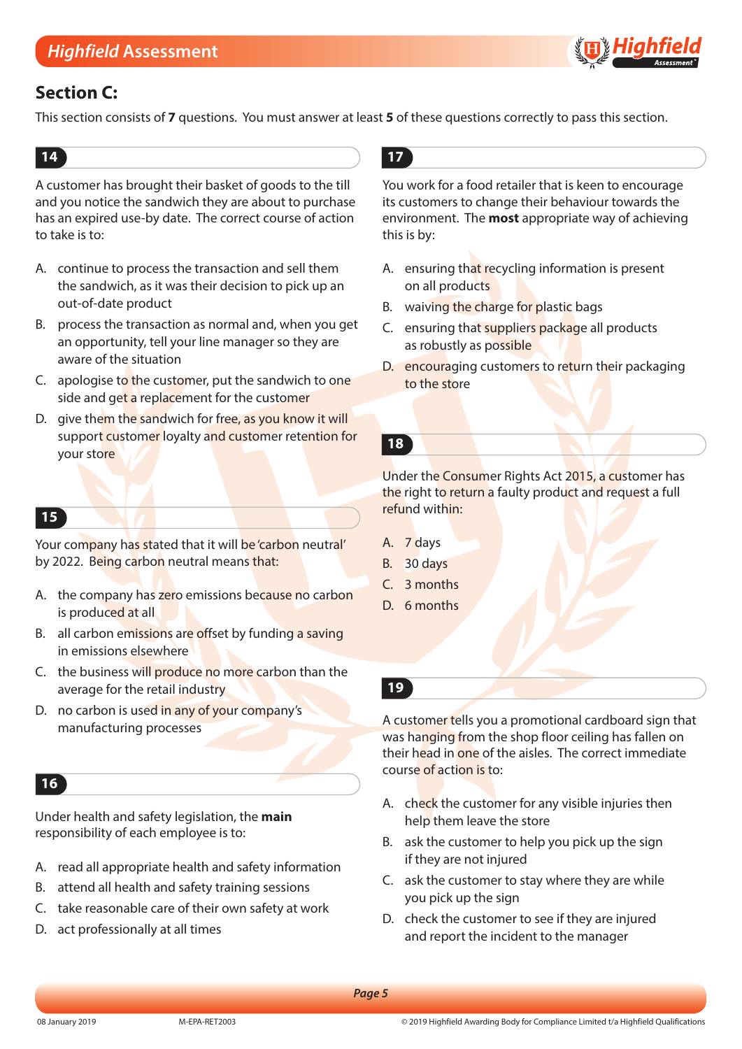## Section C:

This section consists of **7** questions. You must answer at least **5** of these questions correctly to pass this section.

**14**

A customer has brought their basket of goods to the till and you notice the sandwich they are about to purchase has an expired use-by date. The correct course of action to take is to:

A. continue to process the transaction and sell them the sandwich, as it was their decision to pick up an out-of-date product

B. process the transaction as normal and, when you get an opportunity, tell your line manager so they are aware of the situation

C. apologise to the customer, put the sandwich to one side and get a replacement for the customer

D. give them the sandwich for free, as you know it will support customer loyalty and customer retention for your store

**15**

Your company has stated that it will be 'carbon neutral' by 2022. Being carbon neutral means that:

A. the company has zero emissions because no carbon is produced at all

B. all carbon emissions are offset by funding a saving in emissions elsewhere

C. the business will produce no more carbon than the average for the retail industry

D. no carbon is used in any of your company's manufacturing processes

**16**

Under health and safety legislation, the **main** responsibility of each employee is to:

A. read all appropriate health and safety information

B. attend all health and safety training sessions

C. take reasonable care of their own safety at work

D. act professionally at all times

**17**

You work for a food retailer that is keen to encourage its customers to change their behaviour towards the environment. The **most** appropriate way of achieving this is by:

A. ensuring that recycling information is present on all products

B. waiving the charge for plastic bags

C. ensuring that suppliers package all products as robustly as possible

D. encouraging customers to return their packaging to the store

**18**

Under the Consumer Rights Act 2015, a customer has the right to return a faulty product and request a full refund within:

A. 7 days

B. 30 days

C. 3 months

D. 6 months

**19**

A customer tells you a promotional cardboard sign that was hanging from the shop floor ceiling has fallen on their head in one of the aisles. The correct immediate course of action is to:

A. check the customer for any visible injuries then help them leave the store

B. ask the customer to help you pick up the sign if they are not injured

C. ask the customer to stay where they are while you pick up the sign

D. check the customer to see if they are injured and report the incident to the manager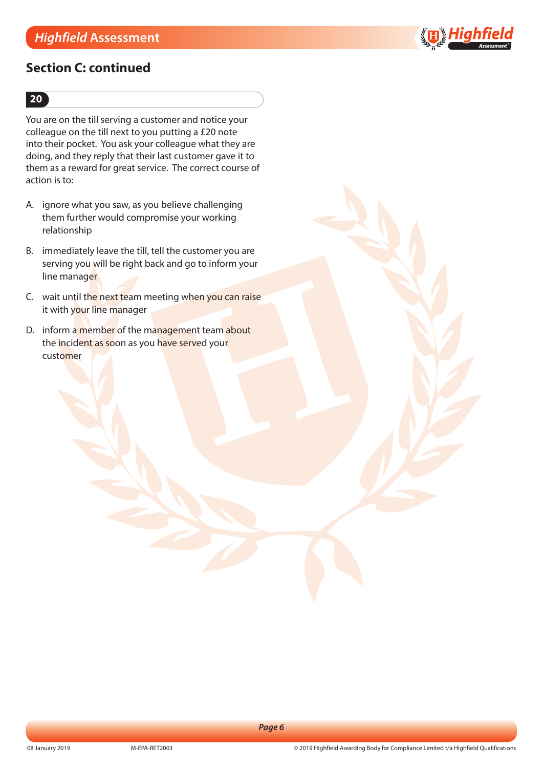## Section C: continued

**20**

You are on the till serving a customer and notice your colleague on the till next to you putting a £20 note into their pocket. You ask your colleague what they are doing, and they reply that their last customer gave it to them as a reward for great service. The correct course of action is to:

A. ignore what you saw, as you believe challenging them further would compromise your working relationship

B. immediately leave the till, tell the customer you are serving you will be right back and go to inform your line manager

C. wait until the next team meeting when you can raise it with your line manager

D. inform a member of the management team about the incident as soon as you have served your customer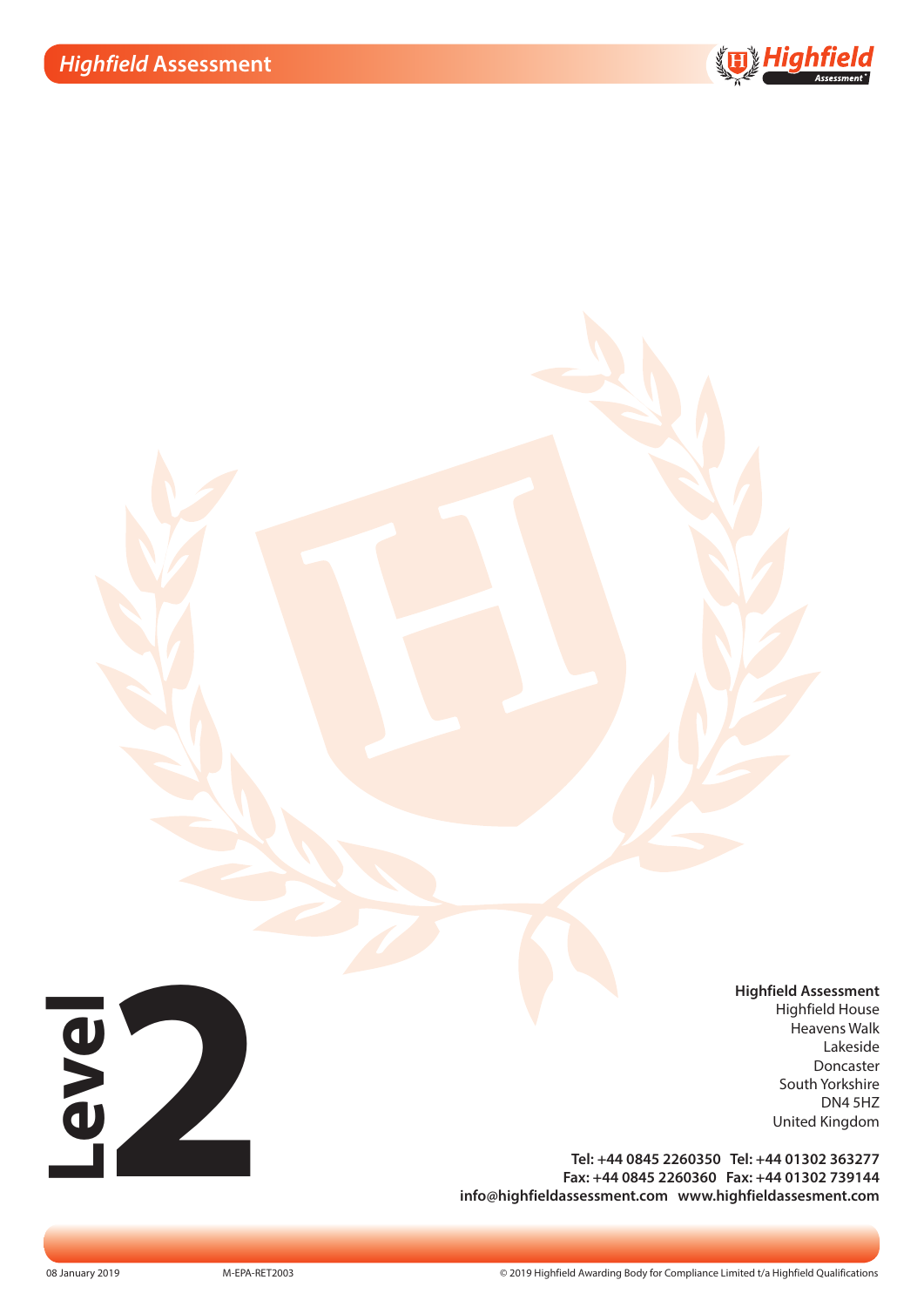Level 2

**Highfield Assessment**
Highfield House
Heavens Walk
Lakeside
Doncaster
South Yorkshire
DN4 5HZ
United Kingdom

**Tel: +44 0845 2260350 Tel: +44 01302 363277**
**Fax: +44 0845 2260360 Fax: +44 01302 739144**
**info@highfieldassessment.com www.highfieldassesment.com**

08 January 2019 M-EPA-RET2003 © 2019 Highfield Awarding Body for Compliance Limited t/a Highfield Qualifications